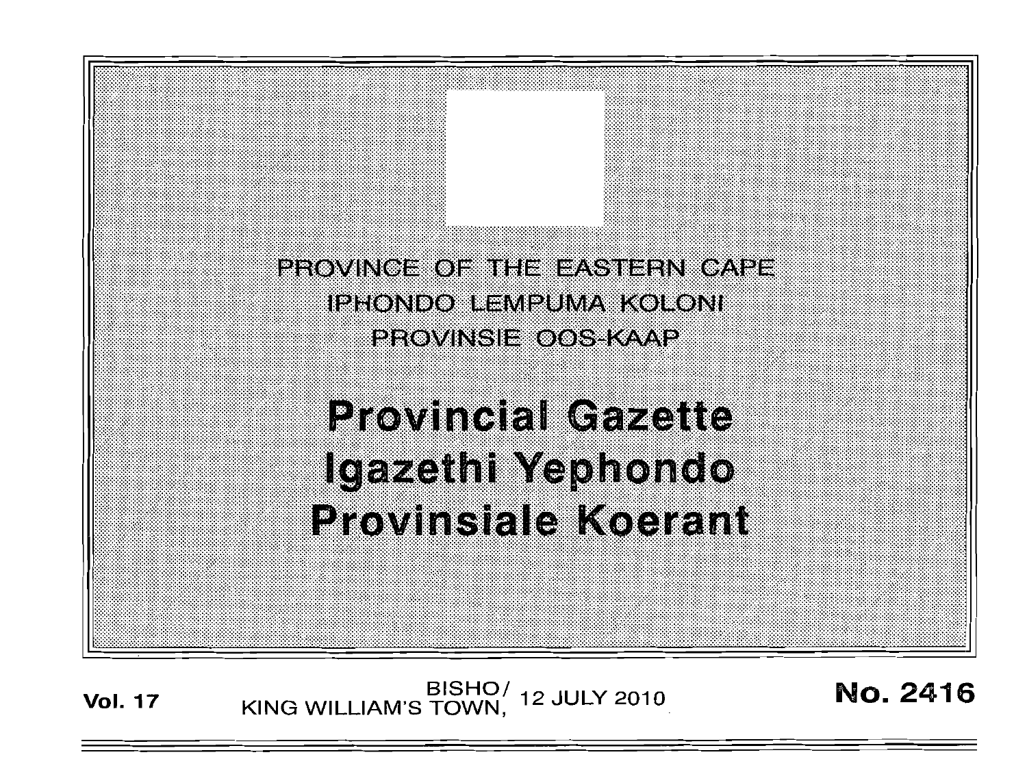PROVINCE OF THE EASTERN CAPE

IPHONDO LEMPUMA KOLONI

PROVINSIE OOS-KAAP

# Provincial Gazette
# Igazethi Yephondo
# Provinsiale Koerant

**Vol. 17** BISHO/ KING WILLIAM'S TOWN, 12 JULY 2010 **No. 2416**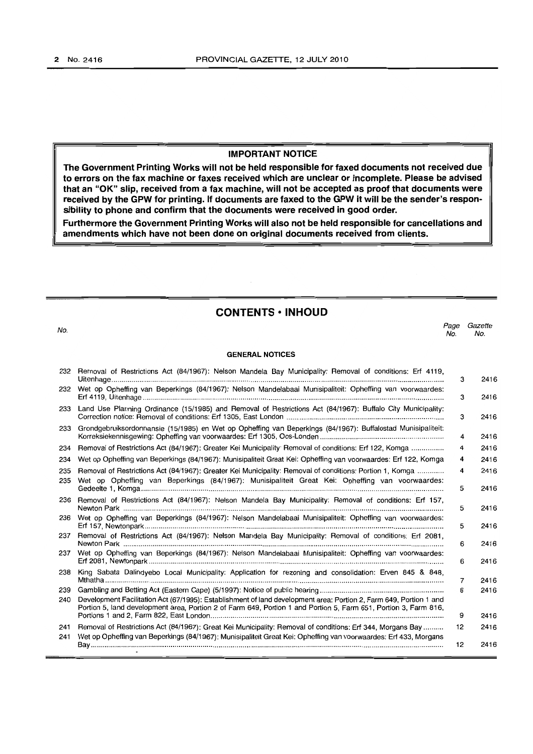**IMPORTANT NOTICE**

**The Government Printing Works will not be held responsible for faxed documents not received due to errors on the fax machine or faxes received which are unclear or incomplete. Please be advised that an "OK" slip, received from a fax machine, will not be accepted as proof that documents were received by the GPW for printing. If documents are faxed to the GPW it will be the sender's responsibility to phone and confirm that the documents were received in good order.**

**Furthermore the Government Printing Works will also not be held responsible for cancellations and amendments which have not been done on original documents received from clients.**

## CONTENTS • INHOUD

| No. | | Page No. | Gazette No. |
|---|---|---|---|
| | **GENERAL NOTICES** | | |
| 232 | Removal of Restrictions Act (84/1967): Nelson Mandela Bay Municipality: Removal of conditions: Erf 4119, Uitenhage | 3 | 2416 |
| 232 | Wet op Opheffing van Beperkings (84/1967): Nelson Mandelabaai Munisipaliteit: Opheffing van voorwaardes: Erf 4119, Uitenhage | 3 | 2416 |
| 233 | Land Use Planning Ordinance (15/1985) and Removal of Restrictions Act (84/1967): Buffalo City Municipality: Correction notice: Removal of conditions: Erf 1305, East London | 3 | 2416 |
| 233 | Grondgebruiksordonnansie (15/1985) en Wet op Opheffing van Beperkings (84/1967): Buffalostad Munisipaliteit: Korreksiekennisgewing: Opheffing van voorwaardes: Erf 1305, Oos-Londen | 4 | 2416 |
| 234 | Removal of Restrictions Act (84/1967): Greater Kei Municipality: Removal of conditions: Erf 122, Komga | 4 | 2416 |
| 234 | Wet op Opheffing van Beperkings (84/1967): Munisipaliteit Great Kei: Opheffing van voorwaardes: Erf 122, Komga | 4 | 2416 |
| 235 | Removal of Restrictions Act (84/1967): Greater Kei Municipality: Removal of conditions: Portion 1, Komga | 4 | 2416 |
| 235 | Wet op Opheffing van Beperkings (84/1967): Munisipaliteit Great Kei: Opheffing van voorwaardes: Gedeelte 1, Komga | 5 | 2416 |
| 236 | Removal of Restrictions Act (84/1967): Nelson Mandela Bay Municipality: Removal of conditions: Erf 157, Newton Park | 5 | 2416 |
| 236 | Wet op Opheffing van Beperkings (84/1967): Nelson Mandelabaai Munisipaliteit: Opheffing van voorwaardes: Erf 157, Newtonpark | 5 | 2416 |
| 237 | Removal of Restrictions Act (84/1967): Nelson Mandela Bay Municipality: Removal of conditions: Erf 2081, Newton Park | 6 | 2416 |
| 237 | Wet op Opheffing van Beperkings (84/1967): Nelson Mandelabaai Munisipaliteit: Opheffing van voorwaardes: Erf 2081, Newtonpark | 6 | 2416 |
| 238 | King Sabata Dalindyebo Local Municipality: Application for rezoning and consolidation: Erven 845 & 848, Mthatha | 7 | 2416 |
| 239 | Gambling and Betting Act (Eastern Cape) (5/1997): Notice of public hearing | 8 | 2416 |
| 240 | Development Facilitation Act (67/1995): Establishment of land development area: Portion 2, Farm 649, Portion 1 and Portion 5, land development area, Portion 2 of Farm 649, Portion 1 and Portion 5, Farm 651, Portion 3, Farm 816, Portions 1 and 2, Farm 822, East London | 9 | 2416 |
| 241 | Removal of Restrictions Act (84/1967): Great Kei Municipality: Removal of conditions: Erf 344, Morgans Bay | 12 | 2416 |
| 241 | Wet op Opheffing van Beperkings (84/1967): Munisipaliteit Great Kei: Opheffing van voorwaardes: Erf 433, Morgans Bay | 12 | 2416 |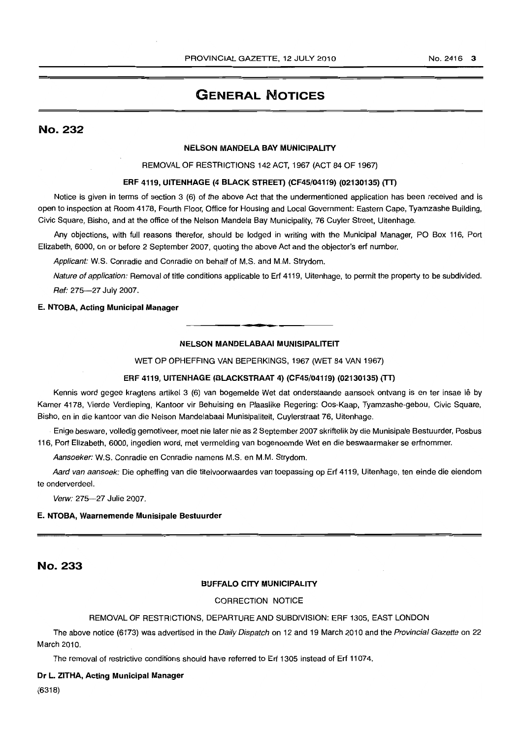# GENERAL NOTICES

## No. 232

**NELSON MANDELA BAY MUNICIPALITY**

REMOVAL OF RESTRICTIONS 142 ACT, 1967 (ACT 84 OF 1967)

**ERF 4119, UITENHAGE (4 BLACK STREET) (CF45/04119) (02130135) (TT)**

Notice is given in terms of section 3 (6) of the above Act that the undermentioned application has been received and is open to inspection at Room 4178, Fourth Floor, Office for Housing and Local Government: Eastern Cape, Tyamzashe Building, Civic Square, Bisho, and at the office of the Nelson Mandela Bay Municipality, 76 Cuyler Street, Uitenhage.

Any objections, with full reasons therefor, should be lodged in writing with the Municipal Manager, PO Box 116, Port Elizabeth, 6000, on or before 2 September 2007, quoting the above Act and the objector's erf number.

*Applicant:* W.S. Conradie and Conradie on behalf of M.S. and M.M. Strydom.

*Nature of application:* Removal of title conditions applicable to Erf 4119, Uitenhage, to permit the property to be subdivided.

*Ref:* 275—27 July 2007.

**E. NTOBA, Acting Municipal Manager**

---

**NELSON MANDELABAAI MUNISIPALITEIT**

WET OP OPHEFFING VAN BEPERKINGS, 1967 (WET 84 VAN 1967)

**ERF 4119, UITENHAGE (BLACKSTRAAT 4) (CF45/04119) (02130135) (TT)**

Kennis word gegee kragtens artikel 3 (6) van bogemelde Wet dat onderstaande aansoek ontvang is en ter insae lê by Kamer 4178, Vierde Verdieping, Kantoor vir Behuising en Plaaslike Regering: Oos-Kaap, Tyamzashe-gebou, Civic Square, Bisho, en in die kantoor van die Nelson Mandelabaai Munisipaliteit, Cuylerstraat 76, Uitenhage.

Enige besware, volledig gemotiveer, moet nie later nie as 2 September 2007 skriftelik by die Munisipale Bestuurder, Posbus 116, Port Elizabeth, 6000, ingedien word, met vermelding van bogenoemde Wet en die beswaarmaker se erfnommer.

*Aansoeker:* W.S. Conradie en Conradie namens M.S. en M.M. Strydom.

*Aard van aansoek:* Die opheffing van die titelvoorwaardes van toepassing op Erf 4119, Uitenhage, ten einde die eiendom te onderverdeel.

*Verw:* 275—27 Julie 2007.

**E. NTOBA, Waarnemende Munisipale Bestuurder**

---

## No. 233

**BUFFALO CITY MUNICIPALITY**

CORRECTION NOTICE

REMOVAL OF RESTRICTIONS, DEPARTURE AND SUBDIVISION: ERF 1305, EAST LONDON

The above notice (6173) was advertised in the *Daily Dispatch* on 12 and 19 March 2010 and the *Provincial Gazette* on 22 March 2010.

The removal of restrictive conditions should have referred to Erf 1305 instead of Erf 11074.

**Dr L. ZITHA, Acting Municipal Manager**

(6318)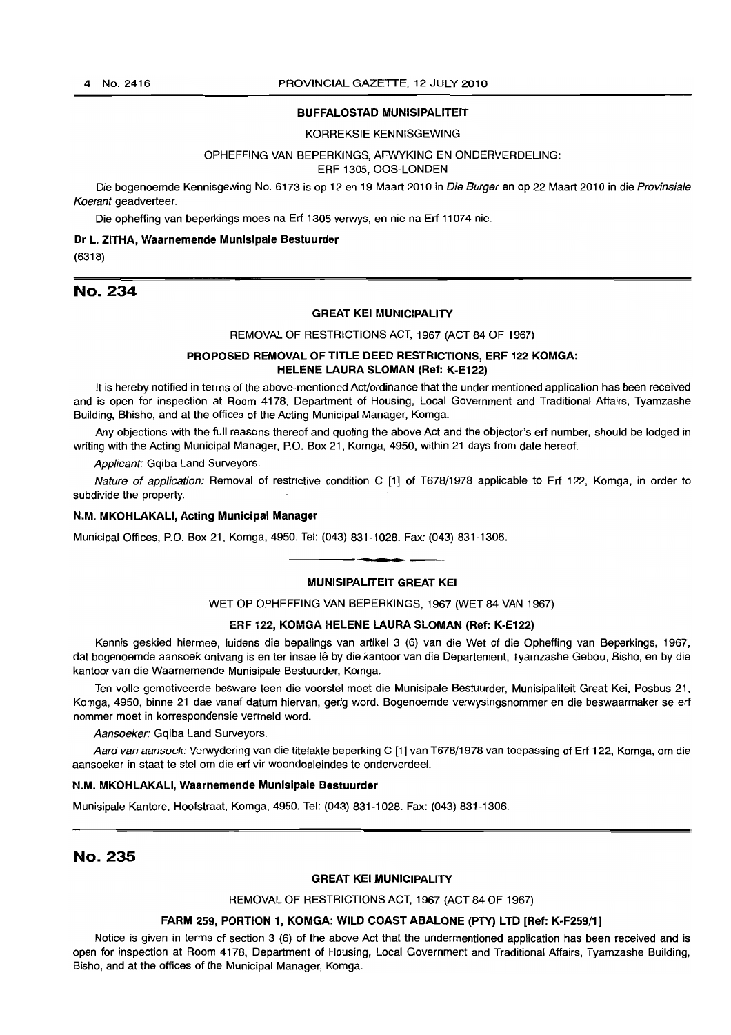**BUFFALOSTAD MUNISIPALITEIT**

KORREKSIE KENNISGEWING

OPHEFFING VAN BEPERKINGS, AFWYKING EN ONDERVERDELING:
ERF 1305, OOS-LONDEN

Die bogenoemde Kennisgewing No. 6173 is op 12 en 19 Maart 2010 in *Die Burger* en op 22 Maart 2010 in die *Provinsiale Koerant* geadverteer.

Die opheffing van beperkings moes na Erf 1305 verwys, en nie na Erf 11074 nie.

**Dr L. ZITHA, Waarnemende Munisipale Bestuurder**

(6318)

## No. 234

**GREAT KEI MUNICIPALITY**

REMOVAL OF RESTRICTIONS ACT, 1967 (ACT 84 OF 1967)

**PROPOSED REMOVAL OF TITLE DEED RESTRICTIONS, ERF 122 KOMGA: HELENE LAURA SLOMAN (Ref: K-E122)**

It is hereby notified in terms of the above-mentioned Act/ordinance that the under mentioned application has been received and is open for inspection at Room 4178, Department of Housing, Local Government and Traditional Affairs, Tyamzashe Building, Bhisho, and at the offices of the Acting Municipal Manager, Komga.

Any objections with the full reasons thereof and quoting the above Act and the objector's erf number, should be lodged in writing with the Acting Municipal Manager, P.O. Box 21, Komga, 4950, within 21 days from date hereof.

*Applicant:* Gqiba Land Surveyors.

*Nature of application:* Removal of restrictive condition C [1] of T678/1978 applicable to Erf 122, Komga, in order to subdivide the property.

**N.M. MKOHLAKALI, Acting Municipal Manager**

Municipal Offices, P.O. Box 21, Komga, 4950. Tel: (043) 831-1028. Fax: (043) 831-1306.

---

**MUNISIPALITEIT GREAT KEI**

WET OP OPHEFFING VAN BEPERKINGS, 1967 (WET 84 VAN 1967)

**ERF 122, KOMGA HELENE LAURA SLOMAN (Ref: K-E122)**

Kennis geskied hiermee, luidens die bepalings van artikel 3 (6) van die Wet of die Opheffing van Beperkings, 1967, dat bogenoemde aansoek ontvang is en ter insae lê by die kantoor van die Departement, Tyamzashe Gebou, Bisho, en by die kantoor van die Waarnemende Munisipale Bestuurder, Komga.

Ten volle gemotiveerde besware teen die voorstel moet die Munisipale Bestuurder, Munisipaliteit Great Kei, Posbus 21, Komga, 4950, binne 21 dae vanaf datum hiervan, gerig word. Bogenoemde verwysingsnommer en die beswaarmaker se erf nommer moet in korrespondensie vermeld word.

*Aansoeker:* Gqiba Land Surveyors.

*Aard van aansoek:* Verwydering van die titelakte beperking C [1] van T678/1978 van toepassing of Erf 122, Komga, om die aansoeker in staat te stel om die erf vir woondoeleindes te onderverdeel.

**N.M. MKOHLAKALI, Waarnemende Munisipale Bestuurder**

Munisipale Kantore, Hoofstraat, Komga, 4950. Tel: (043) 831-1028. Fax: (043) 831-1306.

## No. 235

**GREAT KEI MUNICIPALITY**

REMOVAL OF RESTRICTIONS ACT, 1967 (ACT 84 OF 1967)

**FARM 259, PORTION 1, KOMGA: WILD COAST ABALONE (PTY) LTD [Ref: K-F259/1]**

Notice is given in terms of section 3 (6) of the above Act that the undermentioned application has been received and is open for inspection at Room 4178, Department of Housing, Local Government and Traditional Affairs, Tyamzashe Building, Bisho, and at the offices of the Municipal Manager, Komga.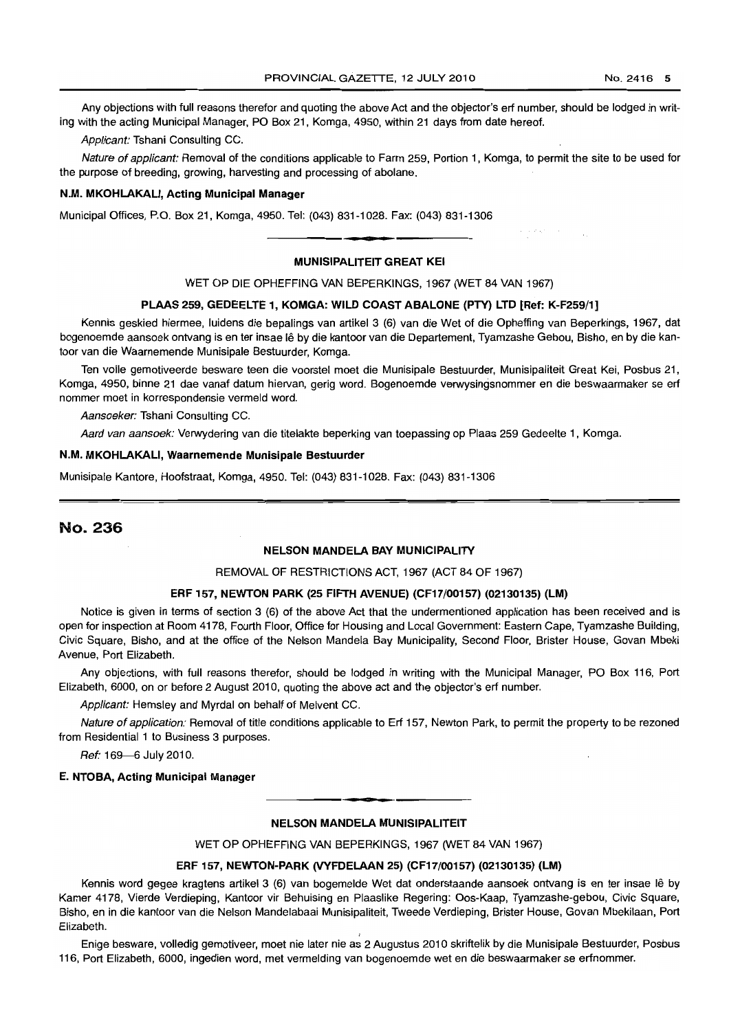Any objections with full reasons therefor and quoting the above Act and the objector's erf number, should be lodged in writing with the acting Municipal Manager, PO Box 21, Komga, 4950, within 21 days from date hereof.

*Applicant:* Tshani Consulting CC.

*Nature of applicant:* Removal of the conditions applicable to Farm 259, Portion 1, Komga, to permit the site to be used for the purpose of breeding, growing, harvesting and processing of abolane.

**N.M. MKOHLAKALI, Acting Municipal Manager**

Municipal Offices, P.O. Box 21, Komga, 4950. Tel: (043) 831-1028. Fax: (043) 831-1306

---

**MUNISIPALITEIT GREAT KEI**

WET OP DIE OPHEFFING VAN BEPERKINGS, 1967 (WET 84 VAN 1967)

**PLAAS 259, GEDEELTE 1, KOMGA: WILD COAST ABALONE (PTY) LTD [Ref: K-F259/1]**

Kennis geskied hiermee, luidens die bepalings van artikel 3 (6) van die Wet of die Opheffing van Beperkings, 1967, dat bogenoemde aansoek ontvang is en ter insae lê by die kantoor van die Departement, Tyamzashe Gebou, Bisho, en by die kantoor van die Waarnemende Munisipale Bestuurder, Komga.

Ten volle gemotiveerde besware teen die voorstel moet die Munisipale Bestuurder, Munisipaliteit Great Kei, Posbus 21, Komga, 4950, binne 21 dae vanaf datum hiervan, gerig word. Bogenoemde verwysingsnommer en die beswaarmaker se erf nommer moet in korrespondensie vermeld word.

*Aansoeker:* Tshani Consulting CC.

*Aard van aansoek:* Verwydering van die titelakte beperking van toepassing op Plaas 259 Gedeelte 1, Komga.

**N.M. MKOHLAKALI, Waarnemende Munisipale Bestuurder**

Munisipale Kantore, Hoofstraat, Komga, 4950. Tel: (043) 831-1028. Fax: (043) 831-1306

---

## No. 236

**NELSON MANDELA BAY MUNICIPALITY**

REMOVAL OF RESTRICTIONS ACT, 1967 (ACT 84 OF 1967)

**ERF 157, NEWTON PARK (25 FIFTH AVENUE) (CF17/00157) (02130135) (LM)**

Notice is given in terms of section 3 (6) of the above Act that the undermentioned application has been received and is open for inspection at Room 4178, Fourth Floor, Office for Housing and Local Government: Eastern Cape, Tyamzashe Building, Civic Square, Bisho, and at the office of the Nelson Mandela Bay Municipality, Second Floor, Brister House, Govan Mbeki Avenue, Port Elizabeth.

Any objections, with full reasons therefor, should be lodged in writing with the Municipal Manager, PO Box 116, Port Elizabeth, 6000, on or before 2 August 2010, quoting the above act and the objector's erf number.

*Applicant:* Hemsley and Myrdal on behalf of Melvent CC.

*Nature of application:* Removal of title conditions applicable to Erf 157, Newton Park, to permit the property to be rezoned from Residential 1 to Business 3 purposes.

*Ref:* 169—6 July 2010.

**E. NTOBA, Acting Municipal Manager**

---

**NELSON MANDELA MUNISIPALITEIT**

WET OP OPHEFFING VAN BEPERKINGS, 1967 (WET 84 VAN 1967)

**ERF 157, NEWTON-PARK (VYFDELAAN 25) (CF17/00157) (02130135) (LM)**

Kennis word gegee kragtens artikel 3 (6) van bogemelde Wet dat onderstaande aansoek ontvang is en ter insae lê by Kamer 4178, Vierde Verdieping, Kantoor vir Behuising en Plaaslike Regering: Oos-Kaap, Tyamzashe-gebou, Civic Square, Bisho, en in die kantoor van die Nelson Mandelabaai Munisipaliteit, Tweede Verdieping, Brister House, Govan Mbekilaan, Port Elizabeth.

Enige besware, volledig gemotiveer, moet nie later nie as 2 Augustus 2010 skriftelik by die Munisipale Bestuurder, Posbus 116, Port Elizabeth, 6000, ingedien word, met vermelding van bogenoemde wet en die beswaarmaker se erfnommer.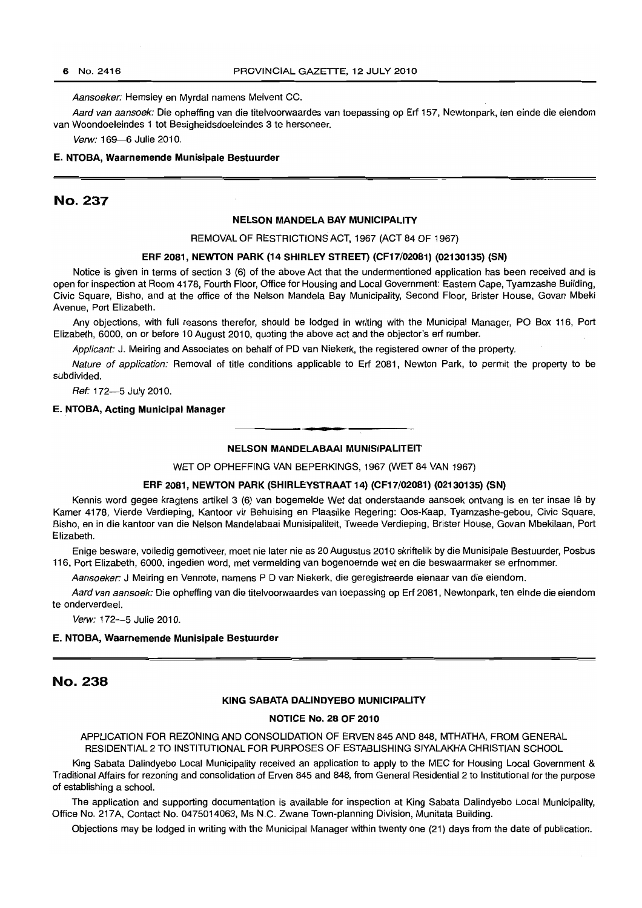*Aansoeker:* Hemsley en Myrdal namens Melvent CC.

*Aard van aansoek:* Die opheffing van die titelvoorwaardes van toepassing op Erf 157, Newtonpark, ten einde die eiendom van Woondoeleindes 1 tot Besigheidsdoeleindes 3 te hersoneer.

*Verw:* 169—6 Julie 2010.

**E. NTOBA, Waarnemende Munisipale Bestuurder**

---

## No. 237

### NELSON MANDELA BAY MUNICIPALITY

REMOVAL OF RESTRICTIONS ACT, 1967 (ACT 84 OF 1967)

**ERF 2081, NEWTON PARK (14 SHIRLEY STREET) (CF17/02081) (02130135) (SN)**

Notice is given in terms of section 3 (6) of the above Act that the undermentioned application has been received and is open for inspection at Room 4178, Fourth Floor, Office for Housing and Local Government: Eastern Cape, Tyamzashe Building, Civic Square, Bisho, and at the office of the Nelson Mandela Bay Municipality, Second Floor, Brister House, Govan Mbeki Avenue, Port Elizabeth.

Any objections, with full reasons therefor, should be lodged in writing with the Municipal Manager, PO Box 116, Port Elizabeth, 6000, on or before 10 August 2010, quoting the above act and the objector's erf number.

*Applicant:* J. Meiring and Associates on behalf of PD van Niekerk, the registered owner of the property.

*Nature of application:* Removal of title conditions applicable to Erf 2081, Newton Park, to permit the property to be subdivided.

*Ref:* 172—5 July 2010.

**E. NTOBA, Acting Municipal Manager**

---

### NELSON MANDELABAAI MUNISIPALITEIT

WET OP OPHEFFING VAN BEPERKINGS, 1967 (WET 84 VAN 1967)

**ERF 2081, NEWTON PARK (SHIRLEYSTRAAT 14) (CF17/02081) (02130135) (SN)**

Kennis word gegee kragtens artikel 3 (6) van bogemelde Wet dat onderstaande aansoek ontvang is en ter insae lê by Kamer 4178, Vierde Verdieping, Kantoor vir Behuising en Plaaslike Regering: Oos-Kaap, Tyamzashe-gebou, Civic Square, Bisho, en in die kantoor van die Nelson Mandelabaai Munisipaliteit, Tweede Verdieping, Brister House, Govan Mbekilaan, Port Elizabeth.

Enige besware, volledig gemotiveer, moet nie later nie as 20 Augustus 2010 skriftelik by die Munisipale Bestuurder, Posbus 116, Port Elizabeth, 6000, ingedien word, met vermelding van bogenoemde wet en die beswaarmaker se erfnommer.

*Aansoeker:* J Meiring en Vennote, namens P D van Niekerk, die geregistreerde eienaar van die eiendom.

*Aard van aansoek:* Die opheffing van die titelvoorwaardes van toepassing op Erf 2081, Newtonpark, ten einde die eiendom te onderverdeel.

*Verw:* 172—5 Julie 2010.

**E. NTOBA, Waarnemende Munisipale Bestuurder**

---

## No. 238

### KING SABATA DALINDYEBO MUNICIPALITY

**NOTICE No. 28 OF 2010**

APPLICATION FOR REZONING AND CONSOLIDATION OF ERVEN 845 AND 848, MTHATHA, FROM GENERAL RESIDENTIAL 2 TO INSTITUTIONAL FOR PURPOSES OF ESTABLISHING SIYALAKHA CHRISTIAN SCHOOL

King Sabata Dalindyebo Local Municipality received an application to apply to the MEC for Housing Local Government & Traditional Affairs for rezoning and consolidation of Erven 845 and 848, from General Residential 2 to Institutional for the purpose of establishing a school.

The application and supporting documentation is available for inspection at King Sabata Dalindyebo Local Municipality, Office No. 217A, Contact No. 0475014063, Ms N.C. Zwane Town-planning Division, Munitata Building.

Objections may be lodged in writing with the Municipal Manager within twenty one (21) days from the date of publication.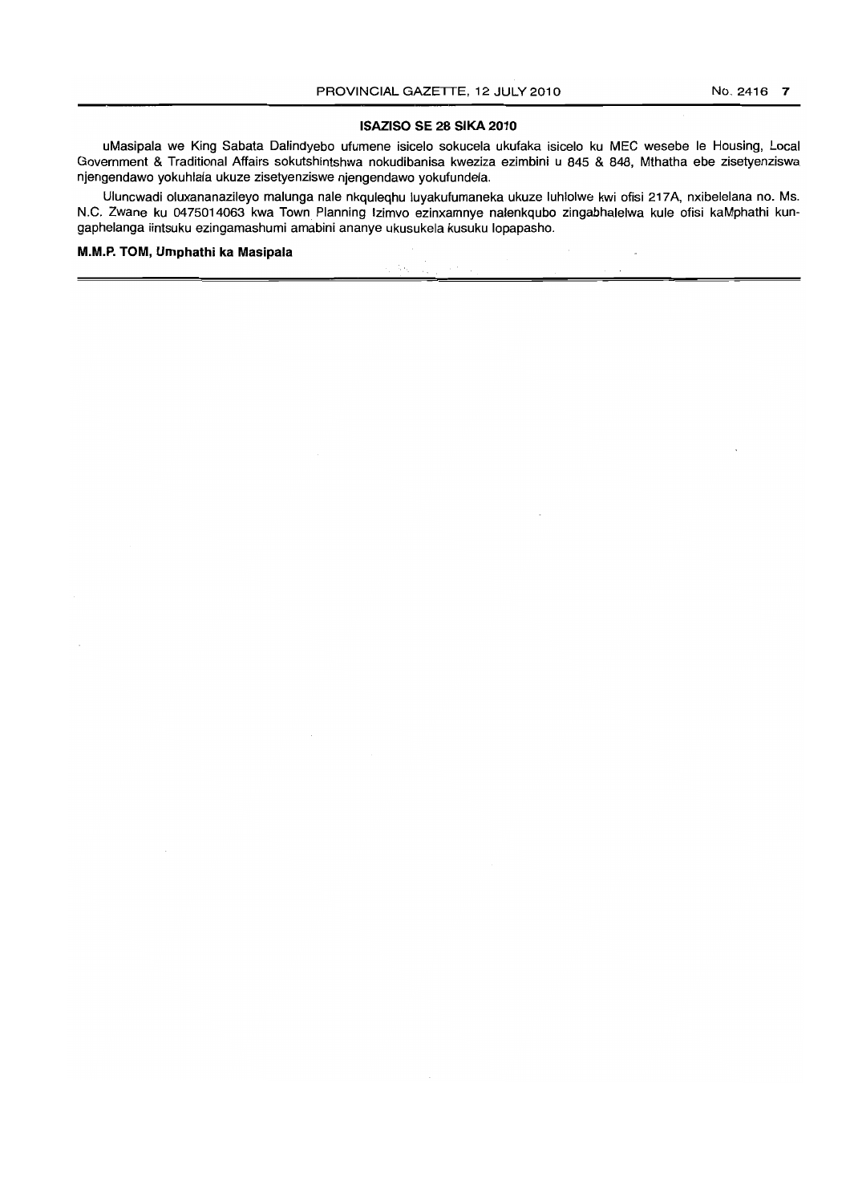## ISAZISO SE 28 SIKA 2010

uMasipala we King Sabata Dalindyebo ufumene isicelo sokucela ukufaka isicelo ku MEC wesebe le Housing, Local Government & Traditional Affairs sokutshintshwa nokudibanisa kweziza ezimbini u 845 & 848, Mthatha ebe zisetyenziswa njengendawo yokuhlala ukuze zisetyenziswe njengendawo yokufundela.

Uluncwadi oluxananazileyo malunga nale nkquleqhu luyakufumaneka ukuze luhlolwe kwi ofisi 217A, nxibelelana no. Ms. N.C. Zwane ku 0475014063 kwa Town Planning Izimvo ezinxamnye nalenkqubo zingabhalelwa kule ofisi kaMphathi kungaphelanga iintsuku ezingamashumi amabini ananye ukusukela kusuku lopapasho.

**M.M.P. TOM, Umphathi ka Masipala**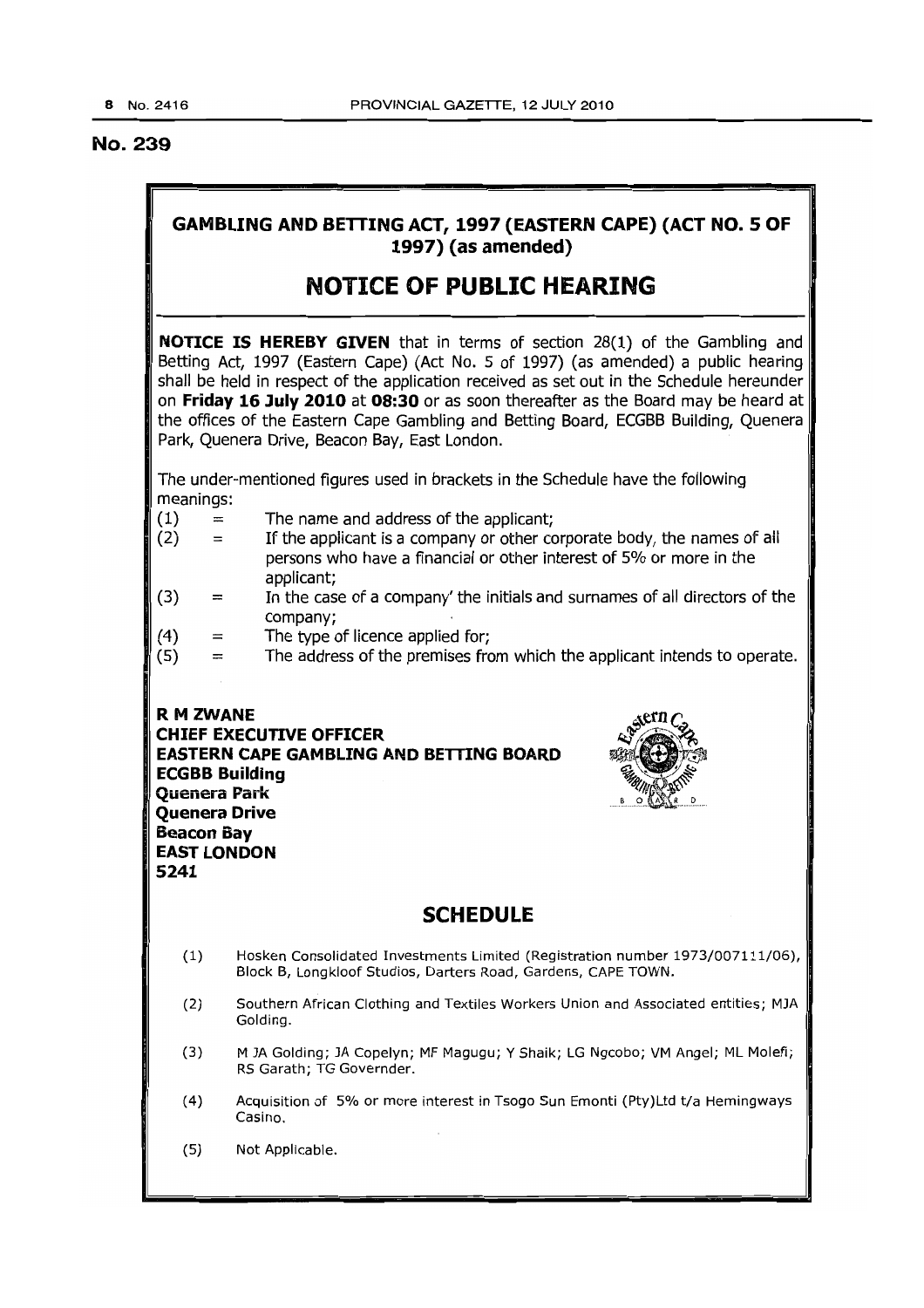## No. 239

# GAMBLING AND BETTING ACT, 1997 (EASTERN CAPE) (ACT NO. 5 OF 1997) (as amended)

# NOTICE OF PUBLIC HEARING

**NOTICE IS HEREBY GIVEN** that in terms of section 28(1) of the Gambling and Betting Act, 1997 (Eastern Cape) (Act No. 5 of 1997) (as amended) a public hearing shall be held in respect of the application received as set out in the Schedule hereunder on **Friday 16 July 2010** at **08:30** or as soon thereafter as the Board may be heard at the offices of the Eastern Cape Gambling and Betting Board, ECGBB Building, Quenera Park, Quenera Drive, Beacon Bay, East London.

The under-mentioned figures used in brackets in the Schedule have the following meanings:

(1) = The name and address of the applicant;
(2) = If the applicant is a company or other corporate body, the names of all persons who have a financial or other interest of 5% or more in the applicant;
(3) = In the case of a company' the initials and surnames of all directors of the company;
(4) = The type of licence applied for;
(5) = The address of the premises from which the applicant intends to operate.

**R M ZWANE**
**CHIEF EXECUTIVE OFFICER**
**EASTERN CAPE GAMBLING AND BETTING BOARD**
**ECGBB Building**
**Quenera Park**
**Quenera Drive**
**Beacon Bay**
**EAST LONDON**
**5241**

## SCHEDULE

(1) Hosken Consolidated Investments Limited (Registration number 1973/007111/06), Block B, Longkloof Studios, Darters Road, Gardens, CAPE TOWN.

(2) Southern African Clothing and Textiles Workers Union and Associated entities; MJA Golding.

(3) M JA Golding; JA Copelyn; MF Magugu; Y Shaik; LG Ngcobo; VM Angel; ML Molefi; RS Garath; TG Governder.

(4) Acquisition of 5% or more interest in Tsogo Sun Emonti (Pty)Ltd t/a Hemingways Casino.

(5) Not Applicable.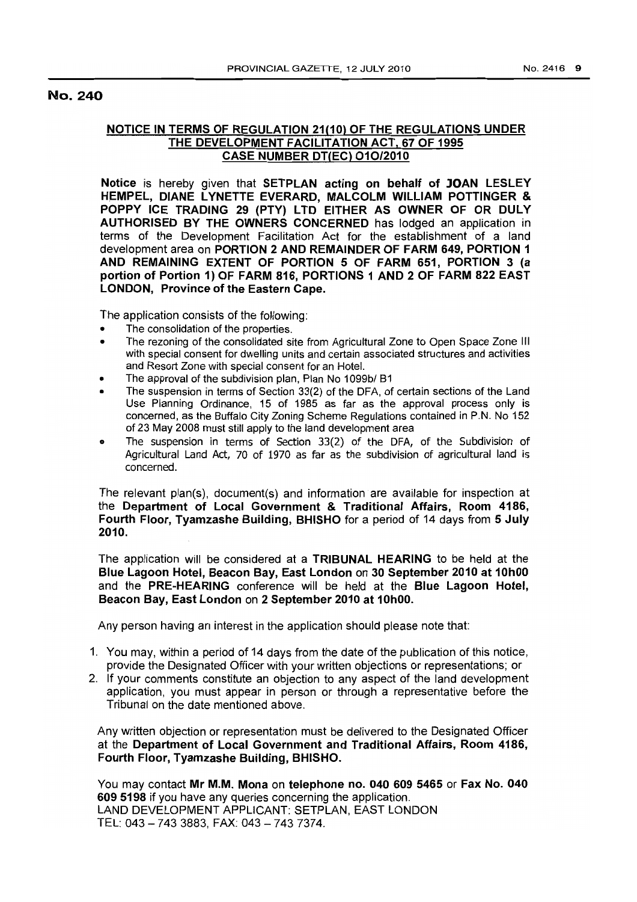## No. 240

**NOTICE IN TERMS OF REGULATION 21(10) OF THE REGULATIONS UNDER THE DEVELOPMENT FACILITATION ACT, 67 OF 1995**
**CASE NUMBER DT(EC) O1O/2010**

**Notice** is hereby given that **SETPLAN acting on behalf of JOAN LESLEY HEMPEL, DIANE LYNETTE EVERARD, MALCOLM WILLIAM POTTINGER & POPPY ICE TRADING 29 (PTY) LTD EITHER AS OWNER OF OR DULY AUTHORISED BY THE OWNERS CONCERNED** has lodged an application in terms of the Development Facilitation Act for the establishment of a land development area on **PORTION 2 AND REMAINDER OF FARM 649, PORTION 1 AND REMAINING EXTENT OF PORTION 5 OF FARM 651, PORTION 3 (a portion of Portion 1) OF FARM 816, PORTIONS 1 AND 2 OF FARM 822 EAST LONDON, Province of the Eastern Cape.**

The application consists of the following:

- The consolidation of the properties.
- The rezoning of the consolidated site from Agricultural Zone to Open Space Zone III with special consent for dwelling units and certain associated structures and activities and Resort Zone with special consent for an Hotel.
- The approval of the subdivision plan, Plan No 1099b/ B1
- The suspension in terms of Section 33(2) of the DFA, of certain sections of the Land Use Planning Ordinance, 15 of 1985 as far as the approval process only is concerned, as the Buffalo City Zoning Scheme Regulations contained in P.N. No 152 of 23 May 2008 must still apply to the land development area
- The suspension in terms of Section 33(2) of the DFA, of the Subdivision of Agricultural Land Act, 70 of 1970 as far as the subdivision of agricultural land is concerned.

The relevant plan(s), document(s) and information are available for inspection at the **Department of Local Government & Traditional Affairs, Room 4186, Fourth Floor, Tyamzashe Building, BHISHO** for a period of 14 days from **5 July 2010.**

The application will be considered at a **TRIBUNAL HEARING** to be held at the **Blue Lagoon Hotel, Beacon Bay, East London** on **30 September 2010 at 10h00** and the **PRE-HEARING** conference will be held at the **Blue Lagoon Hotel, Beacon Bay, East London** on **2 September 2010 at 10h00.**

Any person having an interest in the application should please note that:

1. You may, within a period of 14 days from the date of the publication of this notice, provide the Designated Officer with your written objections or representations; or
2. If your comments constitute an objection to any aspect of the land development application, you must appear in person or through a representative before the Tribunal on the date mentioned above.

Any written objection or representation must be delivered to the Designated Officer at the **Department of Local Government and Traditional Affairs, Room 4186, Fourth Floor, Tyamzashe Building, BHISHO.**

You may contact **Mr M.M. Mona** on **telephone no. 040 609 5465** or **Fax No. 040 609 5198** if you have any queries concerning the application.
LAND DEVELOPMENT APPLICANT: SETPLAN, EAST LONDON
TEL: 043 – 743 3883, FAX: 043 – 743 7374.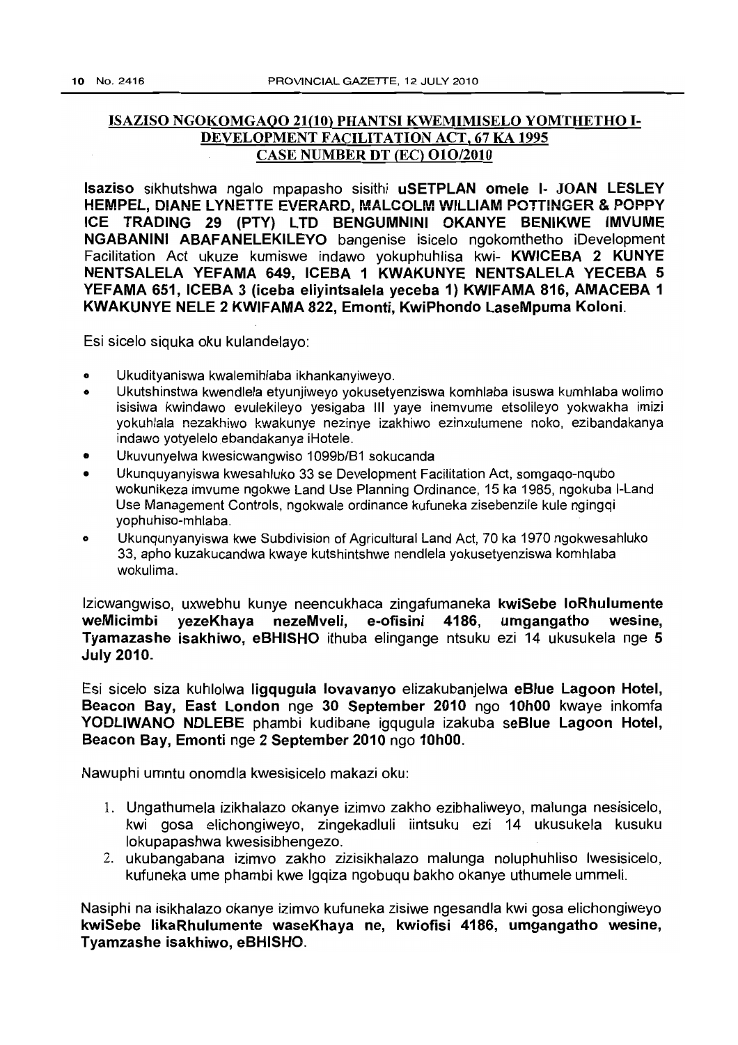**ISAZISO NGOKOMGAQO 21(10) PHANTSI KWEMIMISELO YOMTHETHO I-DEVELOPMENT FACILITATION ACT, 67 KA 1995**
**CASE NUMBER DT (EC) O1O/2010**

**Isaziso** sikhutshwa ngalo mpapasho sisithi **uSETPLAN omele I- JOAN LESLEY HEMPEL, DIANE LYNETTE EVERARD, MALCOLM WILLIAM POTTINGER & POPPY ICE TRADING 29 (PTY) LTD BENGUMNINI OKANYE BENIKWE IMVUME NGABANINI ABAFANELEKILEYO** bangenise isicelo ngokomthetho iDevelopment Facilitation Act ukuze kumiswe indawo yokuphuhlisa kwi- **KWICEBA 2 KUNYE NENTSALELA YEFAMA 649, ICEBA 1 KWAKUNYE NENTSALELA YECEBA 5 YEFAMA 651, ICEBA 3 (iceba eliyintsalela yeceba 1) KWIFAMA 816, AMACEBA 1 KWAKUNYE NELE 2 KWIFAMA 822, Emonti, KwiPhondo LaseMpuma Koloni.**

Esi sicelo siquka oku kulandelayo:

- Ukudityaniswa kwalemihlaba ikhankanyiweyo.
- Ukutshinstwa kwendlela etyunjiweyo yokusetyenziswa komhlaba isuswa kumhlaba wolimo isisiwa kwindawo evulekileyo yesigaba III yaye inemvume etsolileyo yokwakha imizi yokuhlala nezakhiwo kwakunye nezinye izakhiwo ezinxulumene noko, ezibandakanya indawo yotyelelo ebandakanya iHotele.
- Ukuvunyelwa kwesicwangwiso 1099b/B1 sokucanda
- Ukunquyanyiswa kwesahluko 33 se Development Facilitation Act, somgaqo-nqubo wokunikeza imvume ngokwe Land Use Planning Ordinance, 15 ka 1985, ngokuba I-Land Use Management Controls, ngokwale ordinance kufuneka zisebenzile kule ngingqi yophuhiso-mhlaba.
- Ukunqunyanyiswa kwe Subdivision of Agricultural Land Act, 70 ka 1970 ngokwesahluko 33, apho kuzakucandwa kwaye kutshintshwe nendlela yokusetyenziswa komhlaba wokulima.

Izicwangwiso, uxwebhu kunye neencukhaca zingafumaneka **kwiSebe loRhulumente weMicimbi yezeKhaya nezeMveli, e-ofisini 4186, umgangatho wesine, Tyamazashe isakhiwo, eBHISHO** ithuba elingange ntsuku ezi 14 ukusukela nge **5 July 2010.**

Esi sicelo siza kuhlolwa **ligqugula lovavanyo** elizakubanjelwa **eBlue Lagoon Hotel, Beacon Bay, East London** nge **30 September 2010** ngo **10h00** kwaye inkomfa **YODLIWANO NDLEBE** phambi kudibane igqugula izakuba **seBlue Lagoon Hotel, Beacon Bay, Emonti** nge **2 September 2010** ngo **10h00.**

Nawuphi umntu onomdla kwesisicelo makazi oku:

1. Ungathumela izikhalazo okanye izimvo zakho ezibhaliweyo, malunga nesisicelo, kwi gosa elichongiweyo, zingekadluli iintsuku ezi 14 ukusukela kusuku lokupapashwa kwesisibhengezo.
2. ukubangabana izimvo zakho zizisikhalazo malunga noluphuhliso lwesisicelo, kufuneka ume phambi kwe Igqiza ngobuqu bakho okanye uthumele ummeli.

Nasiphi na isikhalazo okanye izimvo kufuneka zisiwe ngesandla kwi gosa elichongiweyo **kwiSebe likaRhulumente waseKhaya ne, kwiofisi 4186, umgangatho wesine, Tyamzashe isakhiwo, eBHISHO.**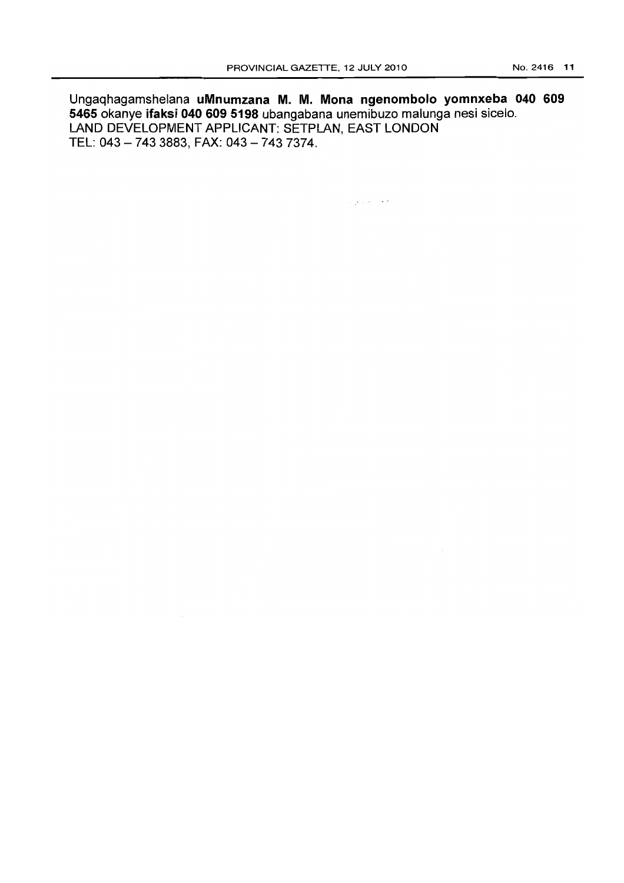Ungaqhagamshelana **uMnumzana M. M. Mona ngenombolo yomnxeba 040 609 5465** okanye **ifaksi 040 609 5198** ubangabana unemibuzo malunga nesi sicelo.
LAND DEVELOPMENT APPLICANT: SETPLAN, EAST LONDON
TEL: 043 – 743 3883, FAX: 043 – 743 7374.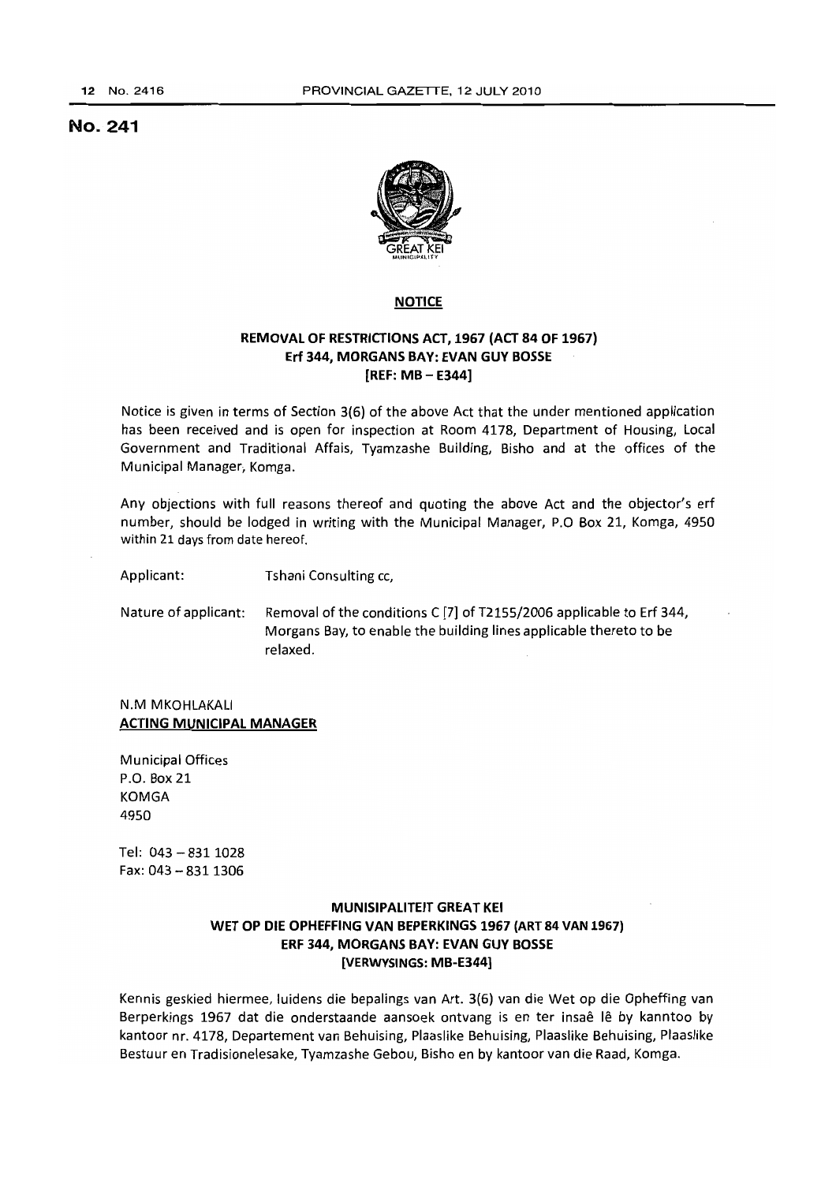# No. 241

**NOTICE**

**REMOVAL OF RESTRICTIONS ACT, 1967 (ACT 84 OF 1967)**
**Erf 344, MORGANS BAY: EVAN GUY BOSSE**
**[REF: MB – E344]**

Notice is given in terms of Section 3(6) of the above Act that the under mentioned application has been received and is open for inspection at Room 4178, Department of Housing, Local Government and Traditional Affais, Tyamzashe Building, Bisho and at the offices of the Municipal Manager, Komga.

Any objections with full reasons thereof and quoting the above Act and the objector's erf number, should be lodged in writing with the Municipal Manager, P.O Box 21, Komga, 4950 within 21 days from date hereof.

Applicant: Tshani Consulting cc,

Nature of applicant: Removal of the conditions C [7] of T2155/2006 applicable to Erf 344, Morgans Bay, to enable the building lines applicable thereto to be relaxed.

N.M MKOHLAKALI
**ACTING MUNICIPAL MANAGER**

Municipal Offices
P.O. Box 21
KOMGA
4950

Tel: 043 – 831 1028
Fax: 043 – 831 1306

**MUNISIPALITEIT GREAT KEI**
**WET OP DIE OPHEFFING VAN BEPERKINGS 1967 (ART 84 VAN 1967)**
**ERF 344, MORGANS BAY: EVAN GUY BOSSE**
**[VERWYSINGS: MB-E344]**

Kennis geskied hiermee, luidens die bepalings van Art. 3(6) van die Wet op die Opheffing van Berperkings 1967 dat die onderstaande aansoek ontvang is en ter insaê lê by kanntoo by kantoor nr. 4178, Departement van Behuising, Plaaslike Behuising, Plaaslike Behuising, Plaaslike Bestuur en Tradisionelesake, Tyamzashe Gebou, Bisho en by kantoor van die Raad, Komga.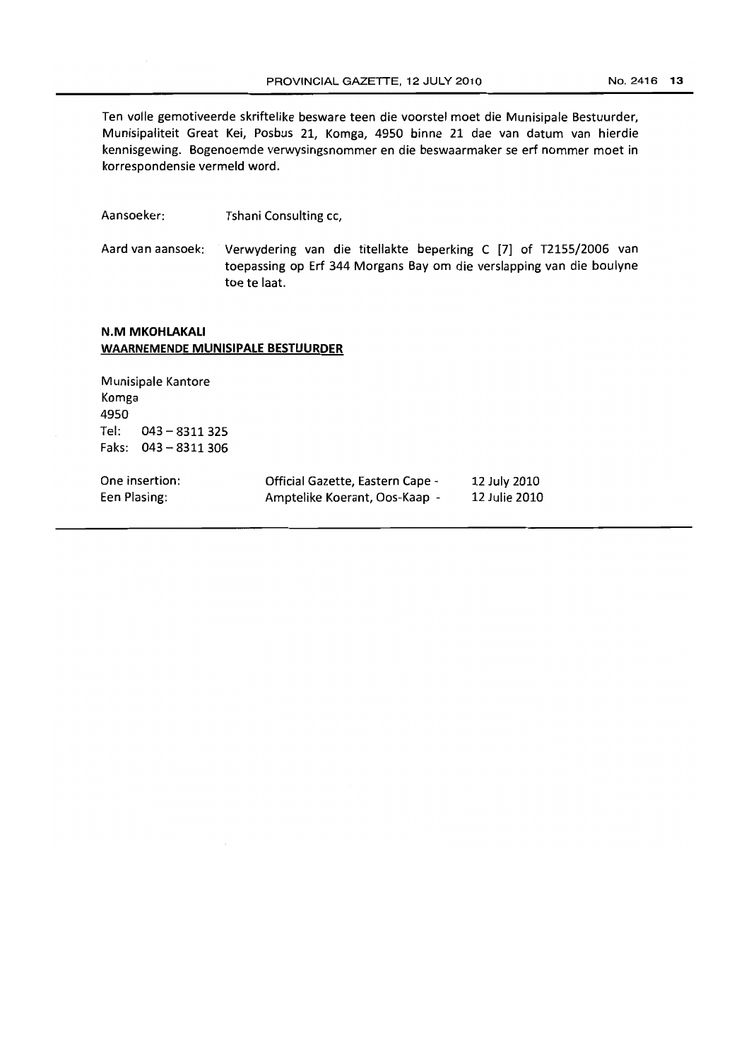Ten volle gemotiveerde skriftelike besware teen die voorstel moet die Munisipale Bestuurder, Munisipaliteit Great Kei, Posbus 21, Komga, 4950 binne 21 dae van datum van hierdie kennisgewing. Bogenoemde verwysingsnommer en die beswaarmaker se erf nommer moet in korrespondensie vermeld word.

| | |
|---|---|
| Aansoeker: | Tshani Consulting cc, |
| Aard van aansoek: | Verwydering van die titellakte beperking C [7] of T2155/2006 van toepassing op Erf 344 Morgans Bay om die verslapping van die boulyne toe te laat. |

**N.M MKOHLAKALI**
**WAARNEMENDE MUNISIPALE BESTUURDER**

Munisipale Kantore
Komga
4950
Tel: 043 – 8311 325
Faks: 043 – 8311 306

| | | |
|---|---|---|
| One insertion: | Official Gazette, Eastern Cape - | 12 July 2010 |
| Een Plasing: | Amptelike Koerant, Oos-Kaap - | 12 Julie 2010 |